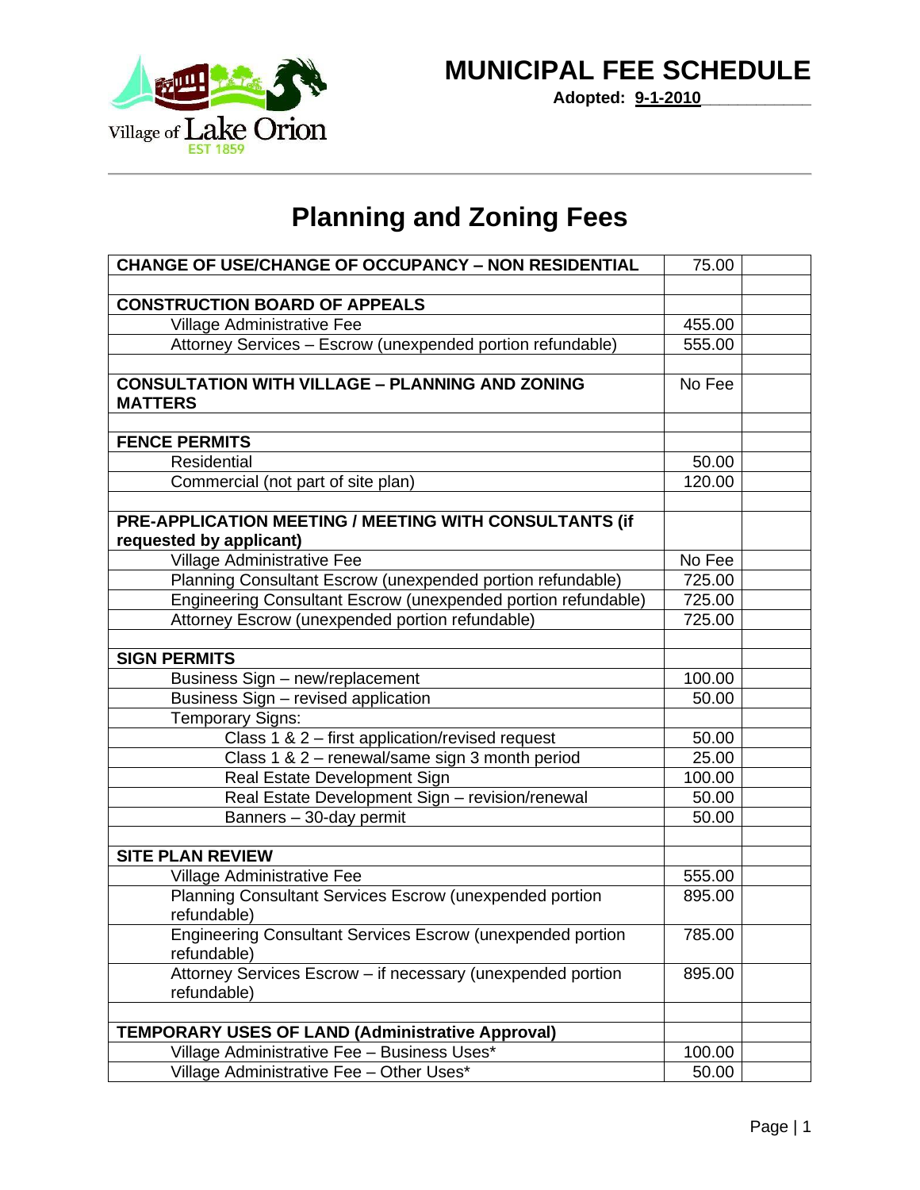# MUNICIPAL FEE SCHEDULE

**Adopted: 9-1-2010**

## Planning and Zoning Fees

| | | |
|---|---|---|
| **CHANGE OF USE/CHANGE OF OCCUPANCY – NON RESIDENTIAL** | 75.00 | |
| | | |
| **CONSTRUCTION BOARD OF APPEALS** | | |
| Village Administrative Fee | 455.00 | |
| Attorney Services – Escrow (unexpended portion refundable) | 555.00 | |
| | | |
| **CONSULTATION WITH VILLAGE – PLANNING AND ZONING MATTERS** | No Fee | |
| | | |
| **FENCE PERMITS** | | |
| Residential | 50.00 | |
| Commercial (not part of site plan) | 120.00 | |
| | | |
| **PRE-APPLICATION MEETING / MEETING WITH CONSULTANTS (if requested by applicant)** | | |
| Village Administrative Fee | No Fee | |
| Planning Consultant Escrow (unexpended portion refundable) | 725.00 | |
| Engineering Consultant Escrow (unexpended portion refundable) | 725.00 | |
| Attorney Escrow (unexpended portion refundable) | 725.00 | |
| | | |
| **SIGN PERMITS** | | |
| Business Sign – new/replacement | 100.00 | |
| Business Sign – revised application | 50.00 | |
| Temporary Signs: | | |
| Class 1 & 2 – first application/revised request | 50.00 | |
| Class 1 & 2 – renewal/same sign 3 month period | 25.00 | |
| Real Estate Development Sign | 100.00 | |
| Real Estate Development Sign – revision/renewal | 50.00 | |
| Banners – 30-day permit | 50.00 | |
| | | |
| **SITE PLAN REVIEW** | | |
| Village Administrative Fee | 555.00 | |
| Planning Consultant Services Escrow (unexpended portion refundable) | 895.00 | |
| Engineering Consultant Services Escrow (unexpended portion refundable) | 785.00 | |
| Attorney Services Escrow – if necessary (unexpended portion refundable) | 895.00 | |
| | | |
| **TEMPORARY USES OF LAND (Administrative Approval)** | | |
| Village Administrative Fee – Business Uses* | 100.00 | |
| Village Administrative Fee – Other Uses* | 50.00 | |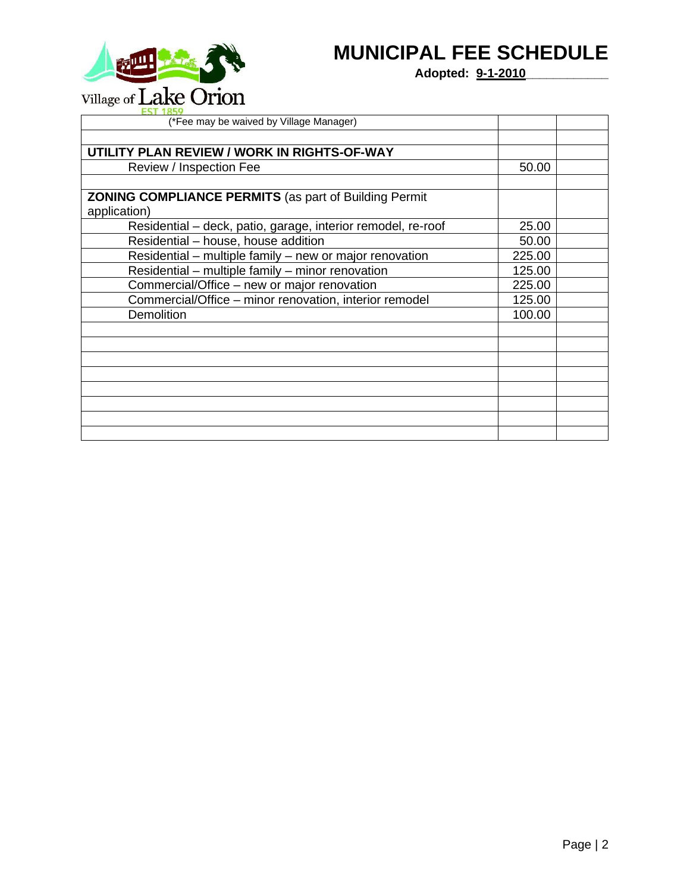# MUNICIPAL FEE SCHEDULE

**Adopted: 9-1-2010**

Village of Lake Orion
EST 1859

| | | |
|---|---|---|
| (*Fee may be waived by Village Manager) | | |
| | | |
| **UTILITY PLAN REVIEW / WORK IN RIGHTS-OF-WAY** | | |
| Review / Inspection Fee | 50.00 | |
| | | |
| **ZONING COMPLIANCE PERMITS** (as part of Building Permit application) | | |
| Residential – deck, patio, garage, interior remodel, re-roof | 25.00 | |
| Residential – house, house addition | 50.00 | |
| Residential – multiple family – new or major renovation | 225.00 | |
| Residential – multiple family – minor renovation | 125.00 | |
| Commercial/Office – new or major renovation | 225.00 | |
| Commercial/Office – minor renovation, interior remodel | 125.00 | |
| Demolition | 100.00 | |
| | | |
| | | |
| | | |
| | | |
| | | |
| | | |
| | | |
| | | |